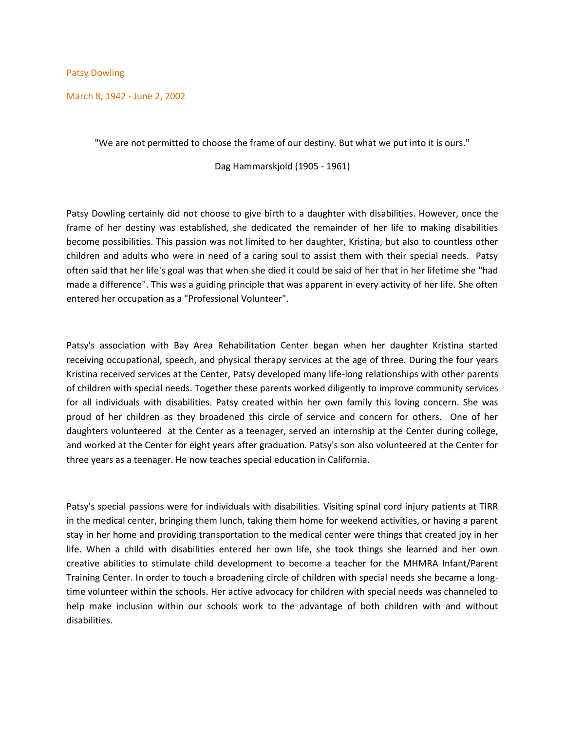Patsy Dowling

March 8, 1942 - June 2, 2002

"We are not permitted to choose the frame of our destiny. But what we put into it is ours."

Dag Hammarskjold (1905 - 1961)

Patsy Dowling certainly did not choose to give birth to a daughter with disabilities. However, once the frame of her destiny was established, she dedicated the remainder of her life to making disabilities become possibilities. This passion was not limited to her daughter, Kristina, but also to countless other children and adults who were in need of a caring soul to assist them with their special needs. Patsy often said that her life's goal was that when she died it could be said of her that in her lifetime she "had made a difference". This was a guiding principle that was apparent in every activity of her life. She often entered her occupation as a "Professional Volunteer".

Patsy's association with Bay Area Rehabilitation Center began when her daughter Kristina started receiving occupational, speech, and physical therapy services at the age of three. During the four years Kristina received services at the Center, Patsy developed many life-long relationships with other parents of children with special needs. Together these parents worked diligently to improve community services for all individuals with disabilities. Patsy created within her own family this loving concern. She was proud of her children as they broadened this circle of service and concern for others. One of her daughters volunteered at the Center as a teenager, served an internship at the Center during college, and worked at the Center for eight years after graduation. Patsy's son also volunteered at the Center for three years as a teenager. He now teaches special education in California.

Patsy's special passions were for individuals with disabilities. Visiting spinal cord injury patients at TIRR in the medical center, bringing them lunch, taking them home for weekend activities, or having a parent stay in her home and providing transportation to the medical center were things that created joy in her life. When a child with disabilities entered her own life, she took things she learned and her own creative abilities to stimulate child development to become a teacher for the MHMRA Infant/Parent Training Center. In order to touch a broadening circle of children with special needs she became a long-time volunteer within the schools. Her active advocacy for children with special needs was channeled to help make inclusion within our schools work to the advantage of both children with and without disabilities.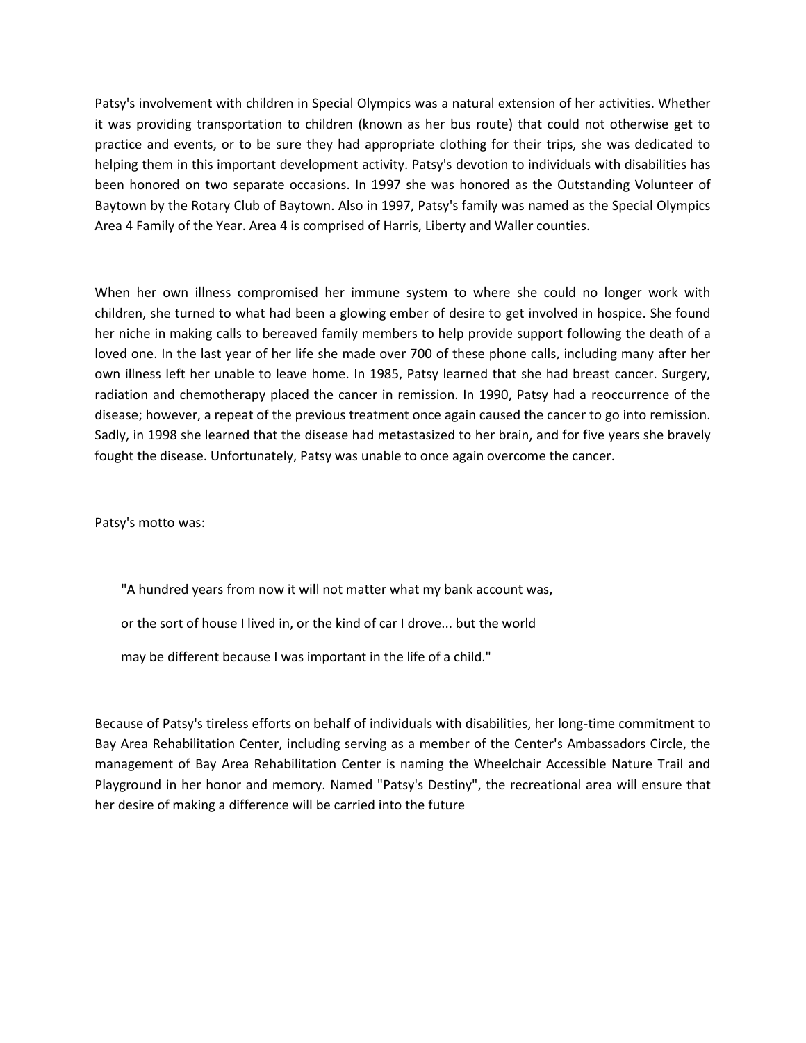Patsy's involvement with children in Special Olympics was a natural extension of her activities. Whether it was providing transportation to children (known as her bus route) that could not otherwise get to practice and events, or to be sure they had appropriate clothing for their trips, she was dedicated to helping them in this important development activity. Patsy's devotion to individuals with disabilities has been honored on two separate occasions. In 1997 she was honored as the Outstanding Volunteer of Baytown by the Rotary Club of Baytown. Also in 1997, Patsy's family was named as the Special Olympics Area 4 Family of the Year. Area 4 is comprised of Harris, Liberty and Waller counties.

When her own illness compromised her immune system to where she could no longer work with children, she turned to what had been a glowing ember of desire to get involved in hospice. She found her niche in making calls to bereaved family members to help provide support following the death of a loved one. In the last year of her life she made over 700 of these phone calls, including many after her own illness left her unable to leave home. In 1985, Patsy learned that she had breast cancer. Surgery, radiation and chemotherapy placed the cancer in remission. In 1990, Patsy had a reoccurrence of the disease; however, a repeat of the previous treatment once again caused the cancer to go into remission. Sadly, in 1998 she learned that the disease had metastasized to her brain, and for five years she bravely fought the disease. Unfortunately, Patsy was unable to once again overcome the cancer.

Patsy's motto was:

> "A hundred years from now it will not matter what my bank account was,
>
> or the sort of house I lived in, or the kind of car I drove... but the world
>
> may be different because I was important in the life of a child."

Because of Patsy's tireless efforts on behalf of individuals with disabilities, her long-time commitment to Bay Area Rehabilitation Center, including serving as a member of the Center's Ambassadors Circle, the management of Bay Area Rehabilitation Center is naming the Wheelchair Accessible Nature Trail and Playground in her honor and memory. Named "Patsy's Destiny", the recreational area will ensure that her desire of making a difference will be carried into the future